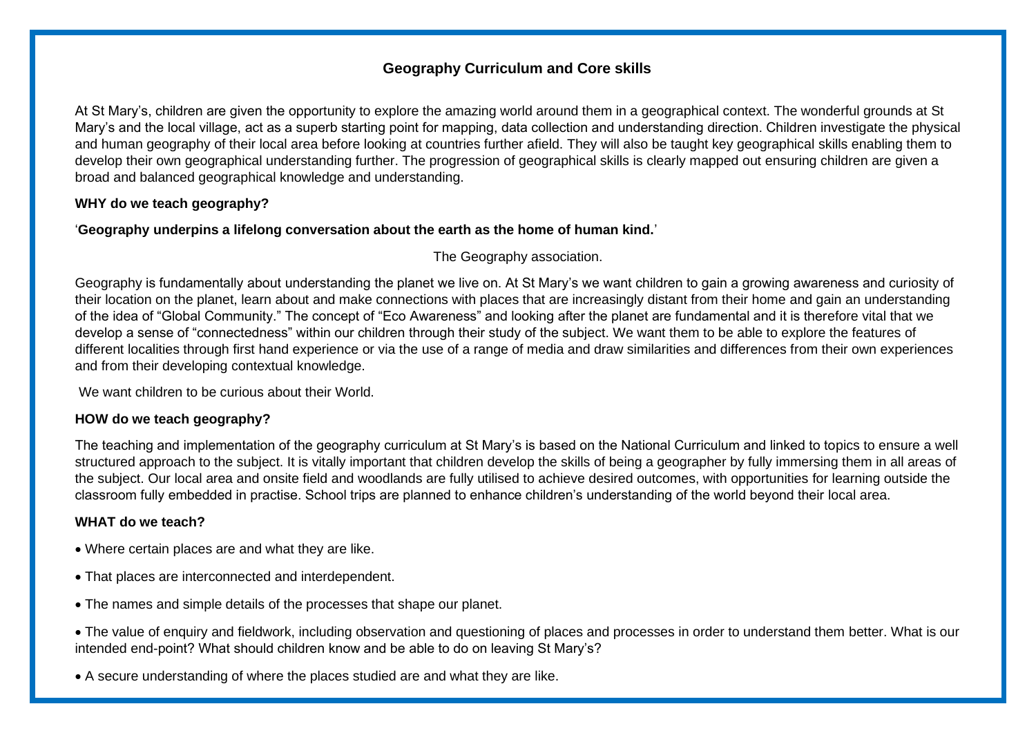# Geography Curriculum and Core skills

At St Mary's, children are given the opportunity to explore the amazing world around them in a geographical context. The wonderful grounds at St Mary's and the local village, act as a superb starting point for mapping, data collection and understanding direction. Children investigate the physical and human geography of their local area before looking at countries further afield. They will also be taught key geographical skills enabling them to develop their own geographical understanding further. The progression of geographical skills is clearly mapped out ensuring children are given a broad and balanced geographical knowledge and understanding.

**WHY do we teach geography?**

'**Geography underpins a lifelong conversation about the earth as the home of human kind.**'

The Geography association.

Geography is fundamentally about understanding the planet we live on. At St Mary's we want children to gain a growing awareness and curiosity of their location on the planet, learn about and make connections with places that are increasingly distant from their home and gain an understanding of the idea of "Global Community." The concept of "Eco Awareness" and looking after the planet are fundamental and it is therefore vital that we develop a sense of "connectedness" within our children through their study of the subject. We want them to be able to explore the features of different localities through first hand experience or via the use of a range of media and draw similarities and differences from their own experiences and from their developing contextual knowledge.

We want children to be curious about their World.

**HOW do we teach geography?**

The teaching and implementation of the geography curriculum at St Mary's is based on the National Curriculum and linked to topics to ensure a well structured approach to the subject. It is vitally important that children develop the skills of being a geographer by fully immersing them in all areas of the subject. Our local area and onsite field and woodlands are fully utilised to achieve desired outcomes, with opportunities for learning outside the classroom fully embedded in practise. School trips are planned to enhance children's understanding of the world beyond their local area.

**WHAT do we teach?**

- Where certain places are and what they are like.
- That places are interconnected and interdependent.
- The names and simple details of the processes that shape our planet.
- The value of enquiry and fieldwork, including observation and questioning of places and processes in order to understand them better. What is our intended end-point? What should children know and be able to do on leaving St Mary's?
- A secure understanding of where the places studied are and what they are like.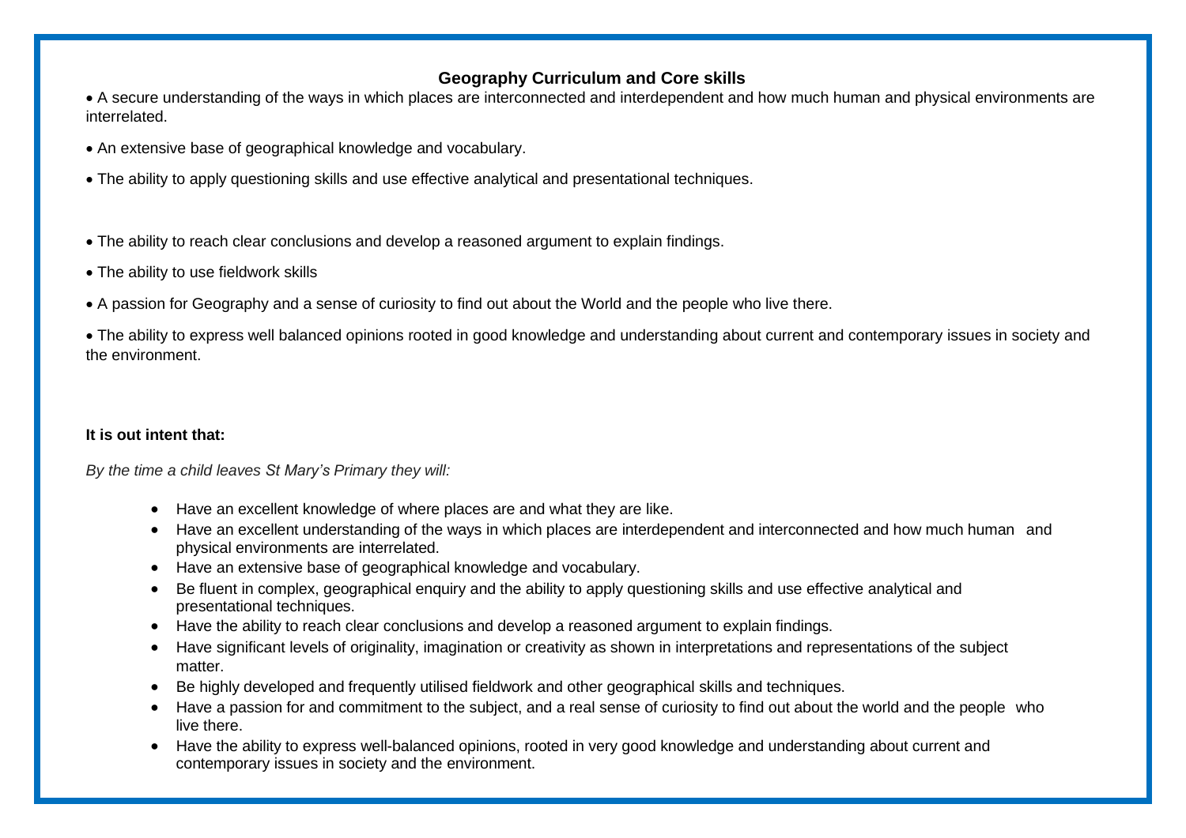## Geography Curriculum and Core skills

- A secure understanding of the ways in which places are interconnected and interdependent and how much human and physical environments are interrelated.
- An extensive base of geographical knowledge and vocabulary.
- The ability to apply questioning skills and use effective analytical and presentational techniques.
- The ability to reach clear conclusions and develop a reasoned argument to explain findings.
- The ability to use fieldwork skills
- A passion for Geography and a sense of curiosity to find out about the World and the people who live there.
- The ability to express well balanced opinions rooted in good knowledge and understanding about current and contemporary issues in society and the environment.

**It is out intent that:**

*By the time a child leaves St Mary's Primary they will:*

- Have an excellent knowledge of where places are and what they are like.
- Have an excellent understanding of the ways in which places are interdependent and interconnected and how much human and physical environments are interrelated.
- Have an extensive base of geographical knowledge and vocabulary.
- Be fluent in complex, geographical enquiry and the ability to apply questioning skills and use effective analytical and presentational techniques.
- Have the ability to reach clear conclusions and develop a reasoned argument to explain findings.
- Have significant levels of originality, imagination or creativity as shown in interpretations and representations of the subject matter.
- Be highly developed and frequently utilised fieldwork and other geographical skills and techniques.
- Have a passion for and commitment to the subject, and a real sense of curiosity to find out about the world and the people who live there.
- Have the ability to express well-balanced opinions, rooted in very good knowledge and understanding about current and contemporary issues in society and the environment.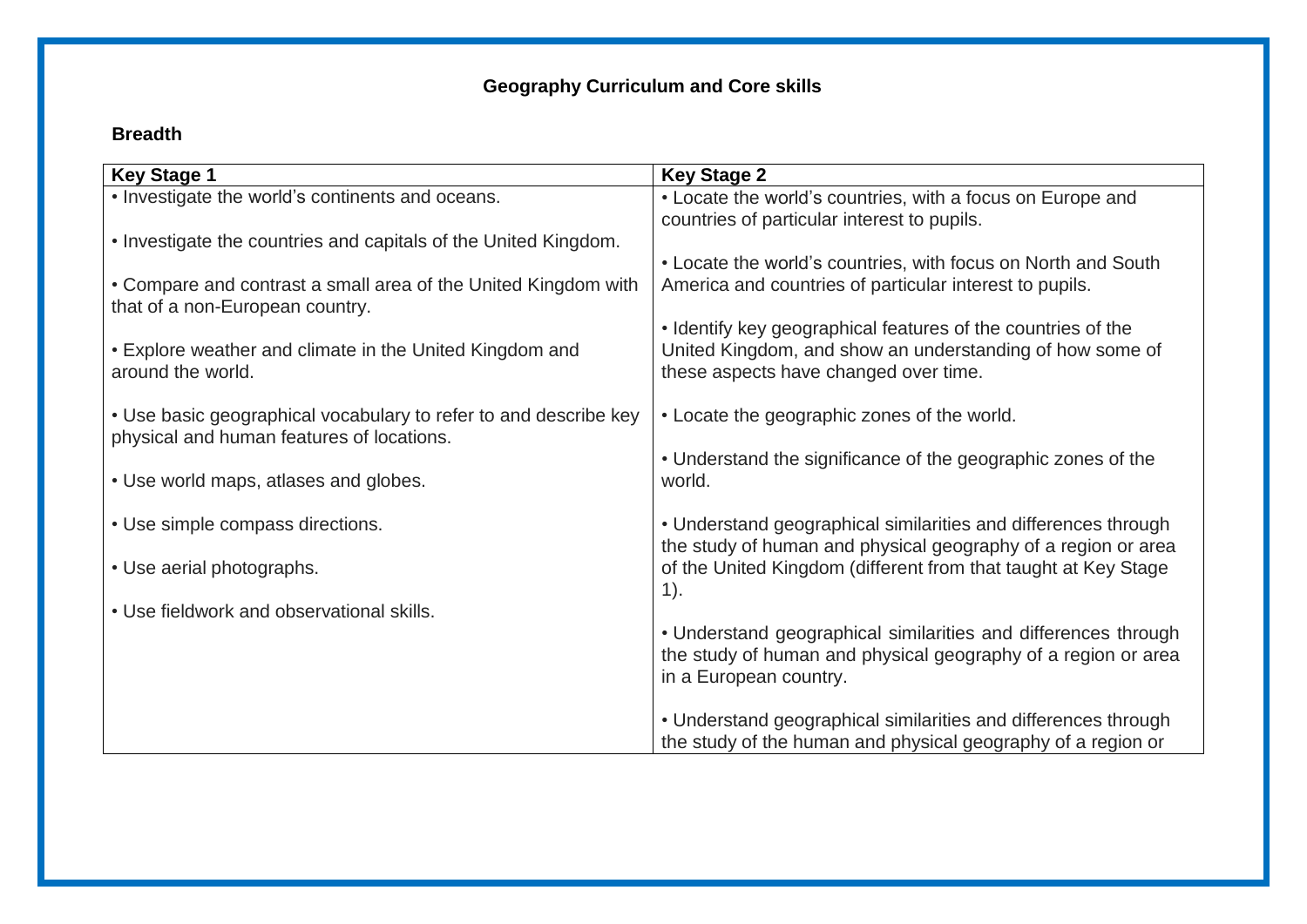**Geography Curriculum and Core skills**

**Breadth**

| Key Stage 1 | Key Stage 2 |
|---|---|
| • Investigate the world's continents and oceans.<br><br>• Investigate the countries and capitals of the United Kingdom.<br><br>• Compare and contrast a small area of the United Kingdom with that of a non-European country.<br><br>• Explore weather and climate in the United Kingdom and around the world.<br><br>• Use basic geographical vocabulary to refer to and describe key physical and human features of locations.<br><br>• Use world maps, atlases and globes.<br><br>• Use simple compass directions.<br><br>• Use aerial photographs.<br><br>• Use fieldwork and observational skills. | • Locate the world's countries, with a focus on Europe and countries of particular interest to pupils.<br><br>• Locate the world's countries, with focus on North and South America and countries of particular interest to pupils.<br><br>• Identify key geographical features of the countries of the United Kingdom, and show an understanding of how some of these aspects have changed over time.<br><br>• Locate the geographic zones of the world.<br><br>• Understand the significance of the geographic zones of the world.<br><br>• Understand geographical similarities and differences through the study of human and physical geography of a region or area of the United Kingdom (different from that taught at Key Stage 1).<br><br>• Understand geographical similarities and differences through the study of human and physical geography of a region or area in a European country.<br><br>• Understand geographical similarities and differences through the study of the human and physical geography of a region or |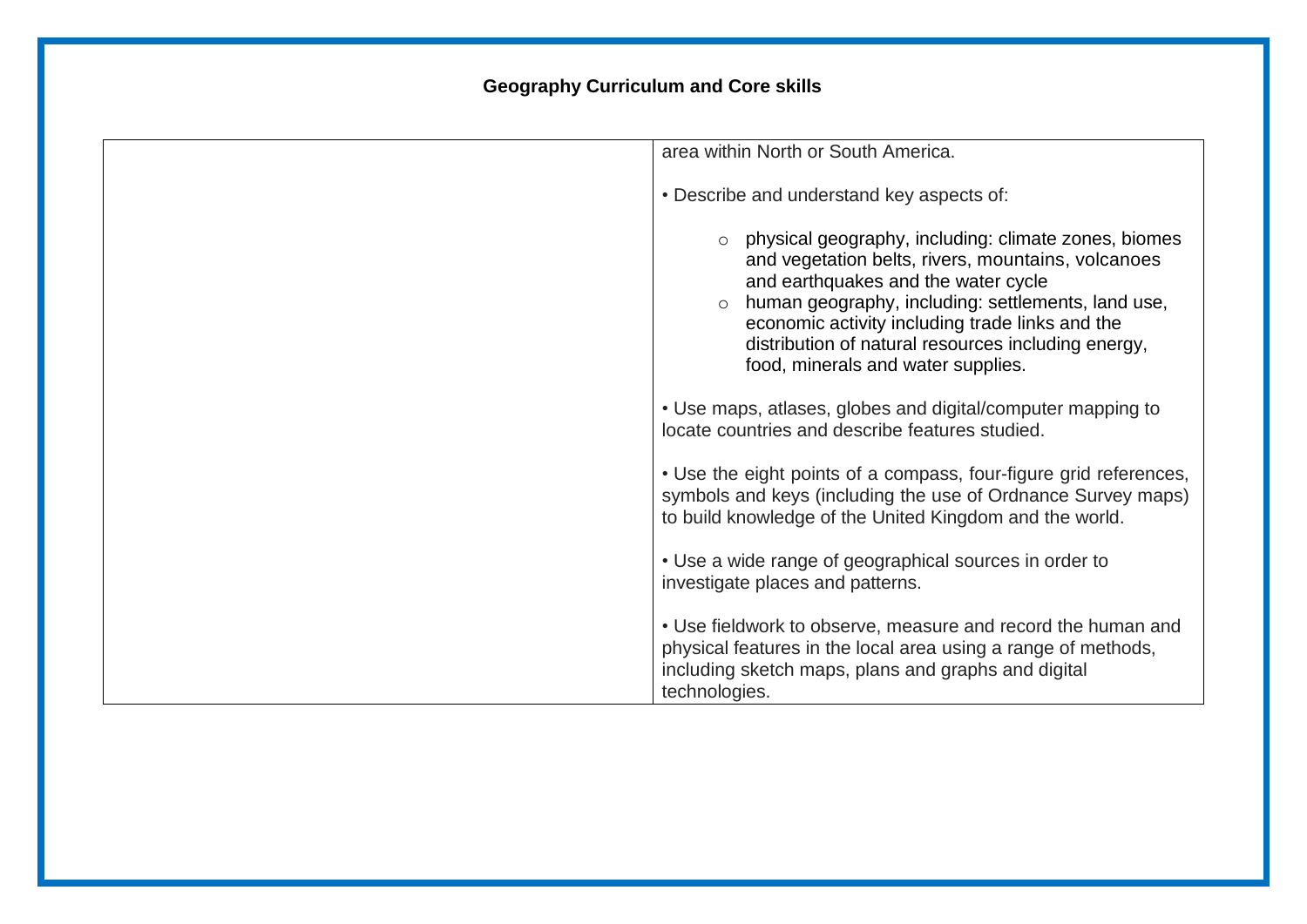**Geography Curriculum and Core skills**

| | |
|---|---|
| | area within North or South America.<br><br>• Describe and understand key aspects of:<br>○ physical geography, including: climate zones, biomes and vegetation belts, rivers, mountains, volcanoes and earthquakes and the water cycle<br>○ human geography, including: settlements, land use, economic activity including trade links and the distribution of natural resources including energy, food, minerals and water supplies.<br><br>• Use maps, atlases, globes and digital/computer mapping to locate countries and describe features studied.<br><br>• Use the eight points of a compass, four-figure grid references, symbols and keys (including the use of Ordnance Survey maps) to build knowledge of the United Kingdom and the world.<br><br>• Use a wide range of geographical sources in order to investigate places and patterns.<br><br>• Use fieldwork to observe, measure and record the human and physical features in the local area using a range of methods, including sketch maps, plans and graphs and digital technologies. |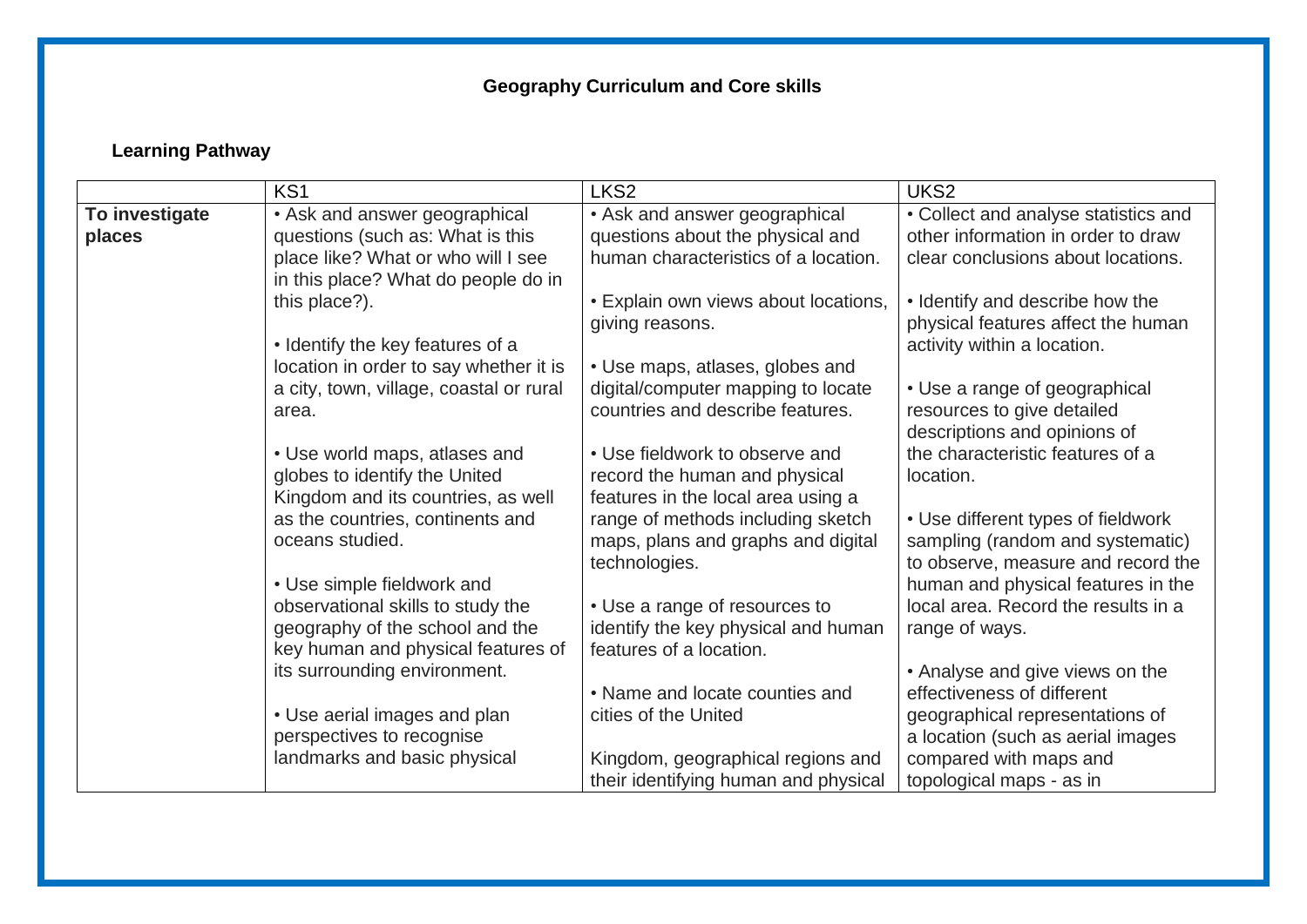**Geography Curriculum and Core skills**

**Learning Pathway**

| | KS1 | LKS2 | UKS2 |
|---|---|---|---|
| **To investigate places** | • Ask and answer geographical questions (such as: What is this place like? What or who will I see in this place? What do people do in this place?).<br><br>• Identify the key features of a location in order to say whether it is a city, town, village, coastal or rural area.<br><br>• Use world maps, atlases and globes to identify the United Kingdom and its countries, as well as the countries, continents and oceans studied.<br><br>• Use simple fieldwork and observational skills to study the geography of the school and the key human and physical features of its surrounding environment.<br><br>• Use aerial images and plan perspectives to recognise landmarks and basic physical | • Ask and answer geographical questions about the physical and human characteristics of a location.<br><br>• Explain own views about locations, giving reasons.<br><br>• Use maps, atlases, globes and digital/computer mapping to locate countries and describe features.<br><br>• Use fieldwork to observe and record the human and physical features in the local area using a range of methods including sketch maps, plans and graphs and digital technologies.<br><br>• Use a range of resources to identify the key physical and human features of a location.<br><br>• Name and locate counties and cities of the United<br><br>Kingdom, geographical regions and their identifying human and physical | • Collect and analyse statistics and other information in order to draw clear conclusions about locations.<br><br>• Identify and describe how the physical features affect the human activity within a location.<br><br>• Use a range of geographical resources to give detailed descriptions and opinions of the characteristic features of a location.<br><br>• Use different types of fieldwork sampling (random and systematic) to observe, measure and record the human and physical features in the local area. Record the results in a range of ways.<br><br>• Analyse and give views on the effectiveness of different geographical representations of a location (such as aerial images compared with maps and topological maps - as in |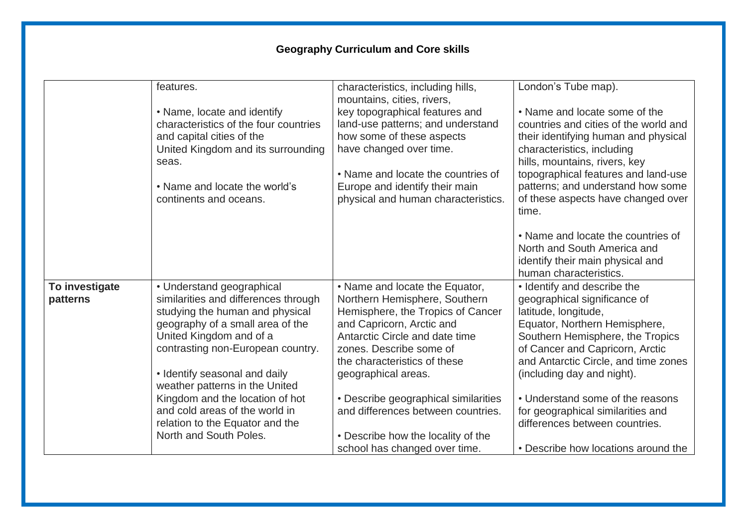**Geography Curriculum and Core skills**

| | | | |
|---|---|---|---|
| | features.<br><br>• Name, locate and identify characteristics of the four countries and capital cities of the United Kingdom and its surrounding seas.<br><br>• Name and locate the world's continents and oceans. | characteristics, including hills, mountains, cities, rivers, key topographical features and land-use patterns; and understand how some of these aspects have changed over time.<br><br>• Name and locate the countries of Europe and identify their main physical and human characteristics. | London's Tube map).<br><br>• Name and locate some of the countries and cities of the world and their identifying human and physical characteristics, including hills, mountains, rivers, key topographical features and land-use patterns; and understand how some of these aspects have changed over time.<br><br>• Name and locate the countries of North and South America and identify their main physical and human characteristics. |
| **To investigate patterns** | • Understand geographical similarities and differences through studying the human and physical geography of a small area of the United Kingdom and of a contrasting non-European country.<br><br>• Identify seasonal and daily weather patterns in the United Kingdom and the location of hot and cold areas of the world in relation to the Equator and the North and South Poles. | • Name and locate the Equator, Northern Hemisphere, Southern Hemisphere, the Tropics of Cancer and Capricorn, Arctic and Antarctic Circle and date time zones. Describe some of the characteristics of these geographical areas.<br><br>• Describe geographical similarities and differences between countries.<br><br>• Describe how the locality of the school has changed over time. | • Identify and describe the geographical significance of latitude, longitude, Equator, Northern Hemisphere, Southern Hemisphere, the Tropics of Cancer and Capricorn, Arctic and Antarctic Circle, and time zones (including day and night).<br><br>• Understand some of the reasons for geographical similarities and differences between countries.<br><br>• Describe how locations around the |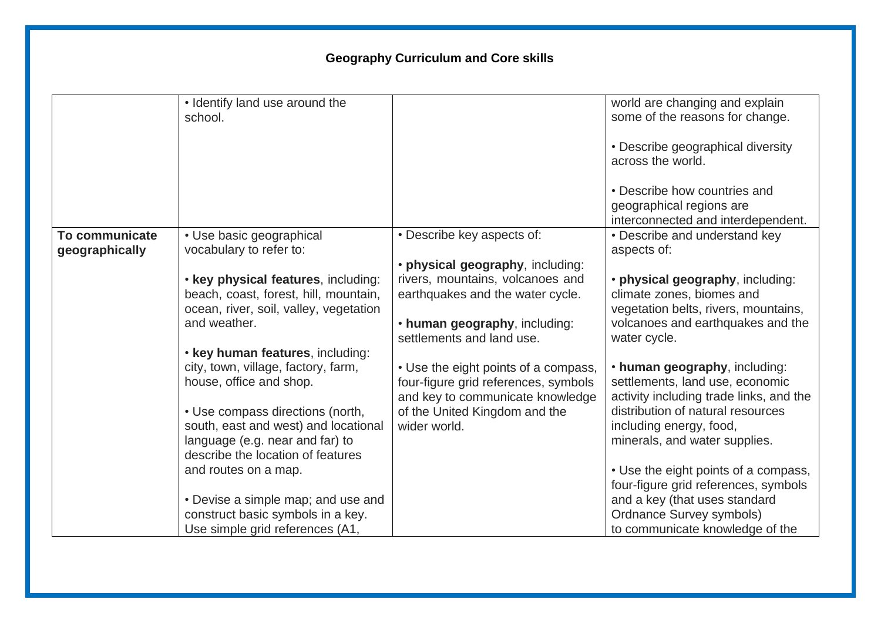**Geography Curriculum and Core skills**

| | | | |
|---|---|---|---|
| | • Identify land use around the school. | | world are changing and explain some of the reasons for change.<br><br>• Describe geographical diversity across the world.<br><br>• Describe how countries and geographical regions are interconnected and interdependent. |
| **To communicate geographically** | • Use basic geographical vocabulary to refer to:<br><br>• **key physical features**, including: beach, coast, forest, hill, mountain, ocean, river, soil, valley, vegetation and weather.<br><br>• **key human features**, including: city, town, village, factory, farm, house, office and shop.<br><br>• Use compass directions (north, south, east and west) and locational language (e.g. near and far) to describe the location of features and routes on a map.<br><br>• Devise a simple map; and use and construct basic symbols in a key. Use simple grid references (A1, | • Describe key aspects of:<br><br>• **physical geography**, including: rivers, mountains, volcanoes and earthquakes and the water cycle.<br><br>• **human geography**, including: settlements and land use.<br><br>• Use the eight points of a compass, four-figure grid references, symbols and key to communicate knowledge of the United Kingdom and the wider world. | • Describe and understand key aspects of:<br><br>• **physical geography**, including: climate zones, biomes and vegetation belts, rivers, mountains, volcanoes and earthquakes and the water cycle.<br><br>• **human geography**, including: settlements, land use, economic activity including trade links, and the distribution of natural resources including energy, food, minerals, and water supplies.<br><br>• Use the eight points of a compass, four-figure grid references, symbols and a key (that uses standard Ordnance Survey symbols) to communicate knowledge of the |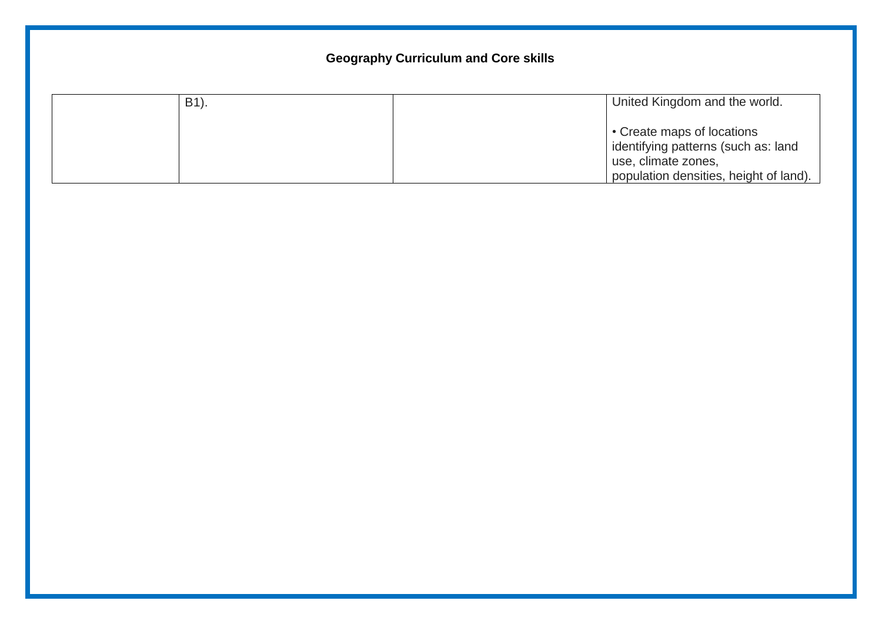| | | | |
|---|---|---|---|
| | B1). | | United Kingdom and the world.<br><br>• Create maps of locations identifying patterns (such as: land use, climate zones, population densities, height of land). |